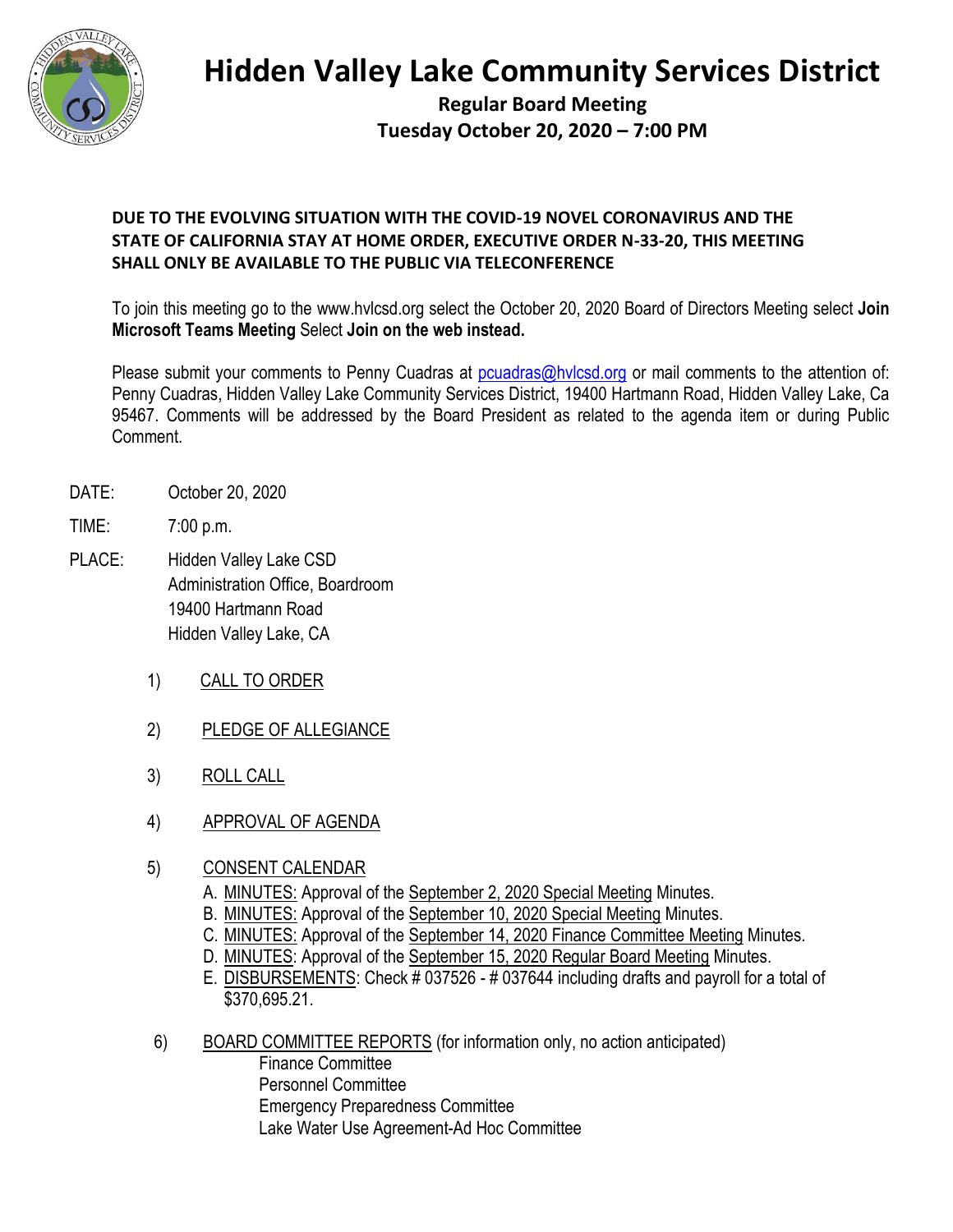# Hidden Valley Lake Community Services District

**Regular Board Meeting**
**Tuesday October 20, 2020 – 7:00 PM**

**DUE TO THE EVOLVING SITUATION WITH THE COVID-19 NOVEL CORONAVIRUS AND THE STATE OF CALIFORNIA STAY AT HOME ORDER, EXECUTIVE ORDER N-33-20, THIS MEETING SHALL ONLY BE AVAILABLE TO THE PUBLIC VIA TELECONFERENCE**

To join this meeting go to the www.hvlcsd.org select the October 20, 2020 Board of Directors Meeting select **Join Microsoft Teams Meeting** Select **Join on the web instead.**

Please submit your comments to Penny Cuadras at pcuadras@hvlcsd.org or mail comments to the attention of: Penny Cuadras, Hidden Valley Lake Community Services District, 19400 Hartmann Road, Hidden Valley Lake, Ca 95467. Comments will be addressed by the Board President as related to the agenda item or during Public Comment.

DATE: October 20, 2020

TIME: 7:00 p.m.

PLACE: Hidden Valley Lake CSD
Administration Office, Boardroom
19400 Hartmann Road
Hidden Valley Lake, CA

1) CALL TO ORDER

2) PLEDGE OF ALLEGIANCE

3) ROLL CALL

4) APPROVAL OF AGENDA

5) CONSENT CALENDAR
   - A. MINUTES: Approval of the September 2, 2020 Special Meeting Minutes.
   - B. MINUTES: Approval of the September 10, 2020 Special Meeting Minutes.
   - C. MINUTES: Approval of the September 14, 2020 Finance Committee Meeting Minutes.
   - D. MINUTES: Approval of the September 15, 2020 Regular Board Meeting Minutes.
   - E. DISBURSEMENTS: Check # 037526 - # 037644 including drafts and payroll for a total of $370,695.21.

6) BOARD COMMITTEE REPORTS (for information only, no action anticipated)
   - Finance Committee
   - Personnel Committee
   - Emergency Preparedness Committee
   - Lake Water Use Agreement-Ad Hoc Committee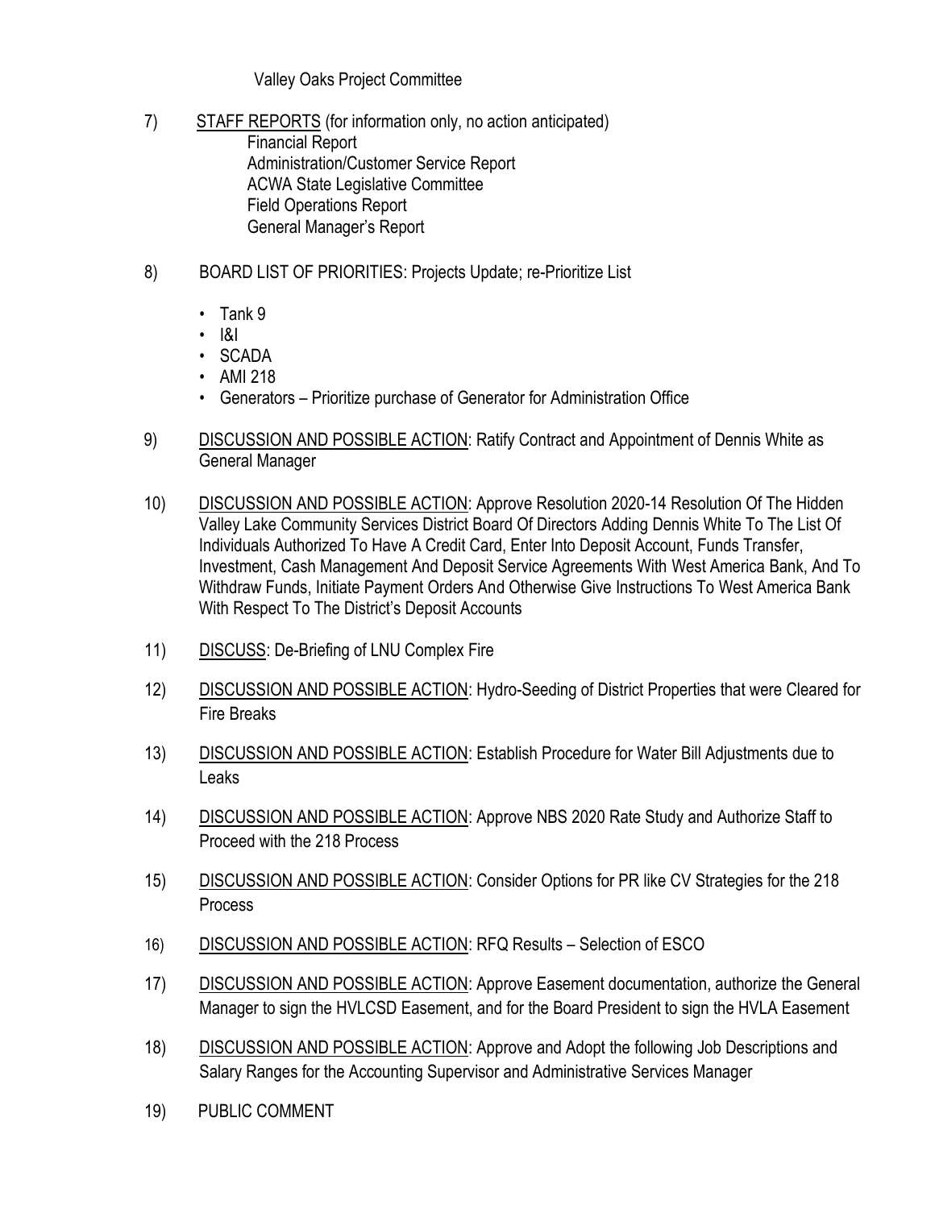Valley Oaks Project Committee

7) <u>STAFF REPORTS</u> (for information only, no action anticipated)
   - Financial Report
   - Administration/Customer Service Report
   - ACWA State Legislative Committee
   - Field Operations Report
   - General Manager's Report

8) BOARD LIST OF PRIORITIES: Projects Update; re-Prioritize List
   - Tank 9
   - I&I
   - SCADA
   - AMI 218
   - Generators – Prioritize purchase of Generator for Administration Office

9) <u>DISCUSSION AND POSSIBLE ACTION</u>: Ratify Contract and Appointment of Dennis White as General Manager

10) <u>DISCUSSION AND POSSIBLE ACTION</u>: Approve Resolution 2020-14 Resolution Of The Hidden Valley Lake Community Services District Board Of Directors Adding Dennis White To The List Of Individuals Authorized To Have A Credit Card, Enter Into Deposit Account, Funds Transfer, Investment, Cash Management And Deposit Service Agreements With West America Bank, And To Withdraw Funds, Initiate Payment Orders And Otherwise Give Instructions To West America Bank With Respect To The District's Deposit Accounts

11) <u>DISCUSS</u>: De-Briefing of LNU Complex Fire

12) <u>DISCUSSION AND POSSIBLE ACTION</u>: Hydro-Seeding of District Properties that were Cleared for Fire Breaks

13) <u>DISCUSSION AND POSSIBLE ACTION</u>: Establish Procedure for Water Bill Adjustments due to Leaks

14) <u>DISCUSSION AND POSSIBLE ACTION</u>: Approve NBS 2020 Rate Study and Authorize Staff to Proceed with the 218 Process

15) <u>DISCUSSION AND POSSIBLE ACTION</u>: Consider Options for PR like CV Strategies for the 218 Process

16) <u>DISCUSSION AND POSSIBLE ACTION</u>: RFQ Results – Selection of ESCO

17) <u>DISCUSSION AND POSSIBLE ACTION</u>: Approve Easement documentation, authorize the General Manager to sign the HVLCSD Easement, and for the Board President to sign the HVLA Easement

18) <u>DISCUSSION AND POSSIBLE ACTION</u>: Approve and Adopt the following Job Descriptions and Salary Ranges for the Accounting Supervisor and Administrative Services Manager

19) PUBLIC COMMENT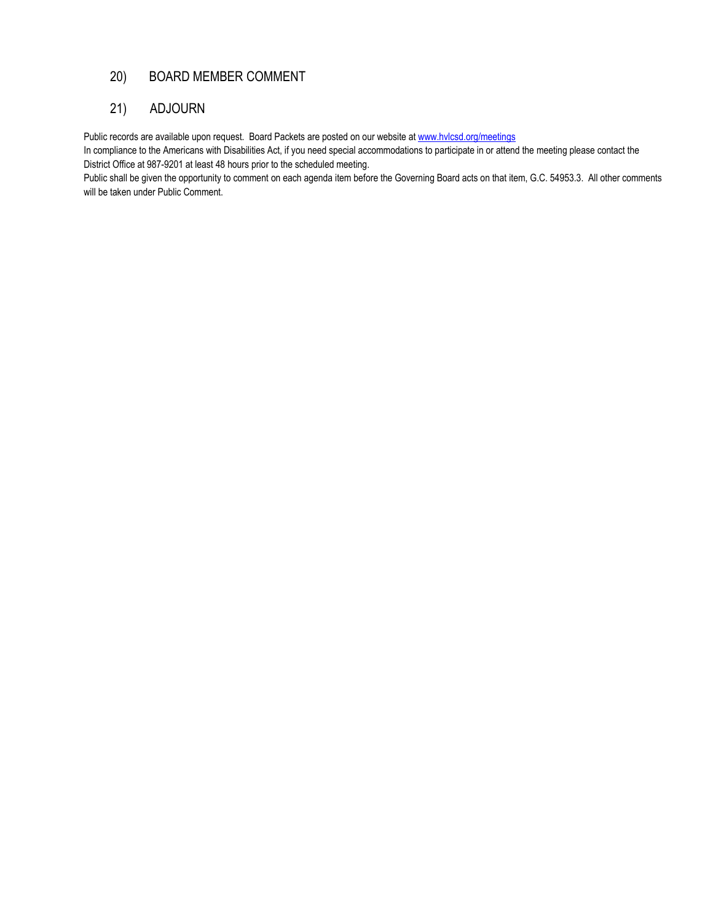20) BOARD MEMBER COMMENT

21) ADJOURN

Public records are available upon request. Board Packets are posted on our website at [www.hvlcsd.org/meetings](http://www.hvlcsd.org/meetings)

In compliance to the Americans with Disabilities Act, if you need special accommodations to participate in or attend the meeting please contact the District Office at 987-9201 at least 48 hours prior to the scheduled meeting.

Public shall be given the opportunity to comment on each agenda item before the Governing Board acts on that item, G.C. 54953.3. All other comments will be taken under Public Comment.